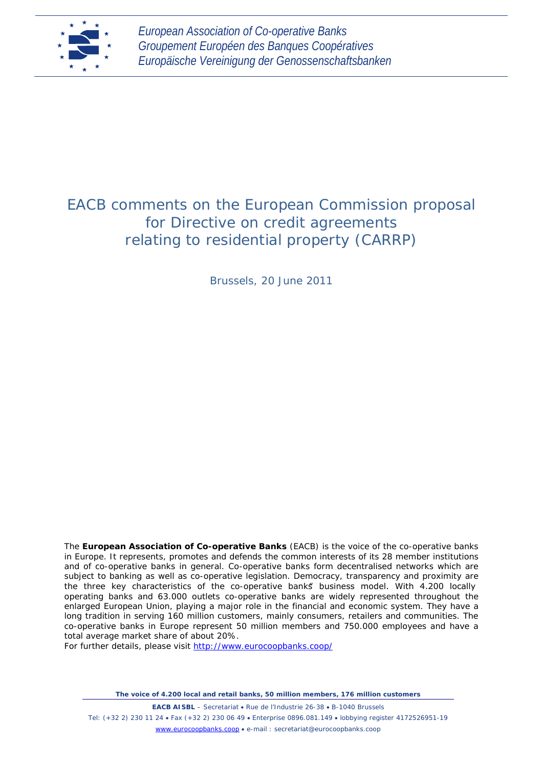European Association of Co-operative Banks
Groupement Européen des Banques Coopératives
Europäische Vereinigung der Genossenschaftsbanken

# EACB comments on the European Commission proposal for Directive on credit agreements relating to residential property (CARRP)

Brussels, 20 June 2011

The **European Association of Co-operative Banks** (EACB) is the voice of the co-operative banks in Europe. It represents, promotes and defends the common interests of its 28 member institutions and of co-operative banks in general. Co-operative banks form decentralised networks which are subject to banking as well as co-operative legislation. Democracy, transparency and proximity are the three key characteristics of the co-operative banks' business model. With 4.200 locally operating banks and 63.000 outlets co-operative banks are widely represented throughout the enlarged European Union, playing a major role in the financial and economic system. They have a long tradition in serving 160 million customers, mainly consumers, retailers and communities. The co-operative banks in Europe represent 50 million members and 750.000 employees and have a total average market share of about 20%.
For further details, please visit http://www.eurocoopbanks.coop/

**The voice of 4.200 local and retail banks, 50 million members, 176 million customers**

**EACB AISBL** – Secretariat • Rue de l'Industrie 26-38 • B-1040 Brussels
Tel: (+32 2) 230 11 24 • Fax (+32 2) 230 06 49 • Enterprise 0896.081.149 • lobbying register 4172526951-19
www.eurocoopbanks.coop • e-mail : secretariat@eurocoopbanks.coop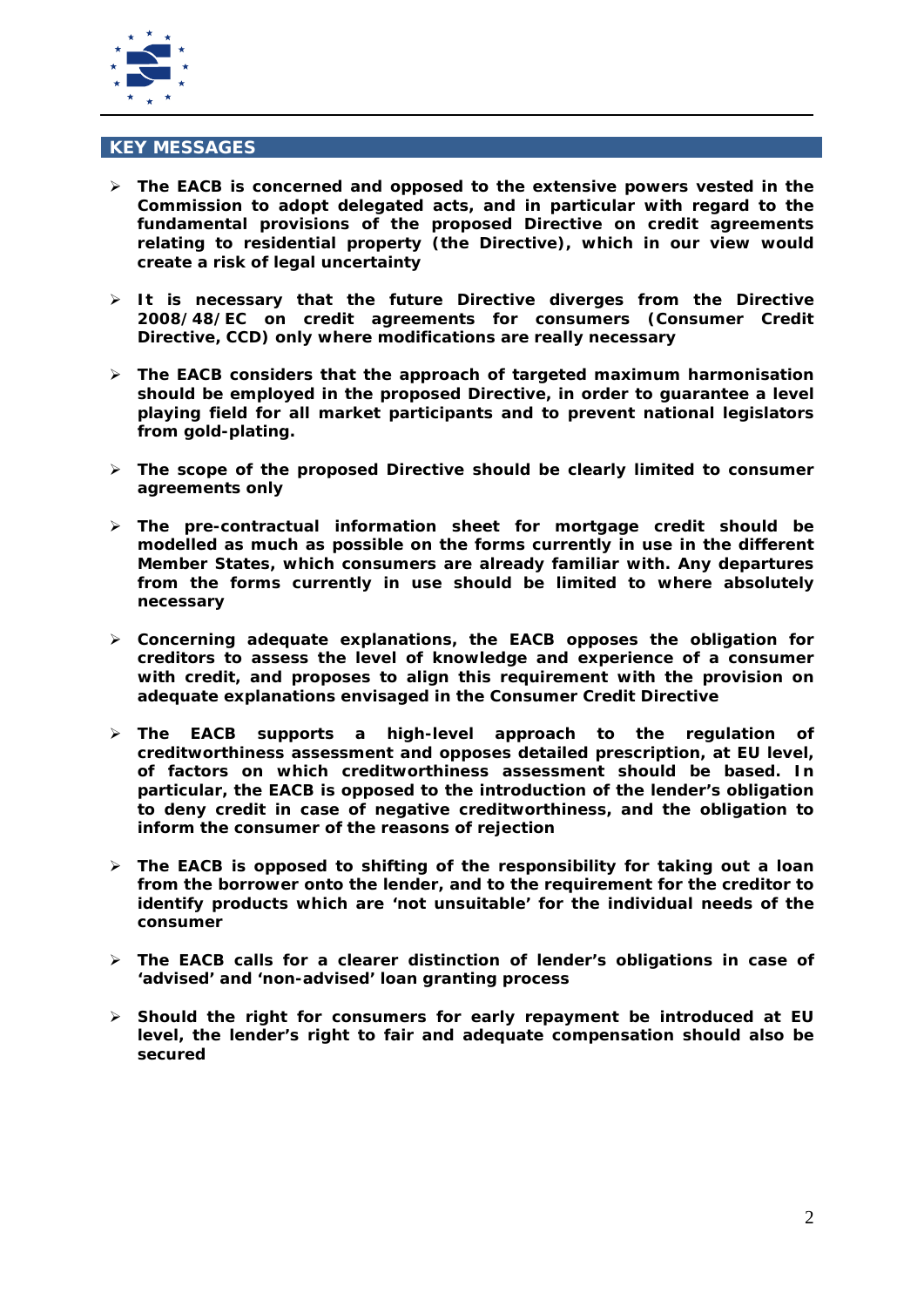## KEY MESSAGES

- **The EACB is concerned and opposed to the extensive powers vested in the Commission to adopt delegated acts, and in particular with regard to the fundamental provisions of the proposed Directive on credit agreements relating to residential property (the Directive), which in our view would create a risk of legal uncertainty**

- **It is necessary that the future Directive diverges from the Directive 2008/48/EC on credit agreements for consumers (Consumer Credit Directive, CCD) only where modifications are really necessary**

- **The EACB considers that the approach of targeted maximum harmonisation should be employed in the proposed Directive, in order to guarantee a level playing field for all market participants and to prevent national legislators from gold-plating.**

- **The scope of the proposed Directive should be clearly limited to consumer agreements only**

- **The pre-contractual information sheet for mortgage credit should be modelled as much as possible on the forms currently in use in the different Member States, which consumers are already familiar with. Any departures from the forms currently in use should be limited to where absolutely necessary**

- **Concerning adequate explanations, the EACB opposes the obligation for creditors to assess the level of knowledge and experience of a consumer with credit, and proposes to align this requirement with the provision on adequate explanations envisaged in the Consumer Credit Directive**

- **The EACB supports a high-level approach to the regulation of creditworthiness assessment and opposes detailed prescription, at EU level, of factors on which creditworthiness assessment should be based. In particular, the EACB is opposed to the introduction of the lender's obligation to deny credit in case of negative creditworthiness, and the obligation to inform the consumer of the reasons of rejection**

- **The EACB is opposed to shifting of the responsibility for taking out a loan from the borrower onto the lender, and to the requirement for the creditor to identify products which are 'not unsuitable' for the individual needs of the consumer**

- **The EACB calls for a clearer distinction of lender's obligations in case of 'advised' and 'non-advised' loan granting process**

- **Should the right for consumers for early repayment be introduced at EU level, the lender's right to fair and adequate compensation should also be secured**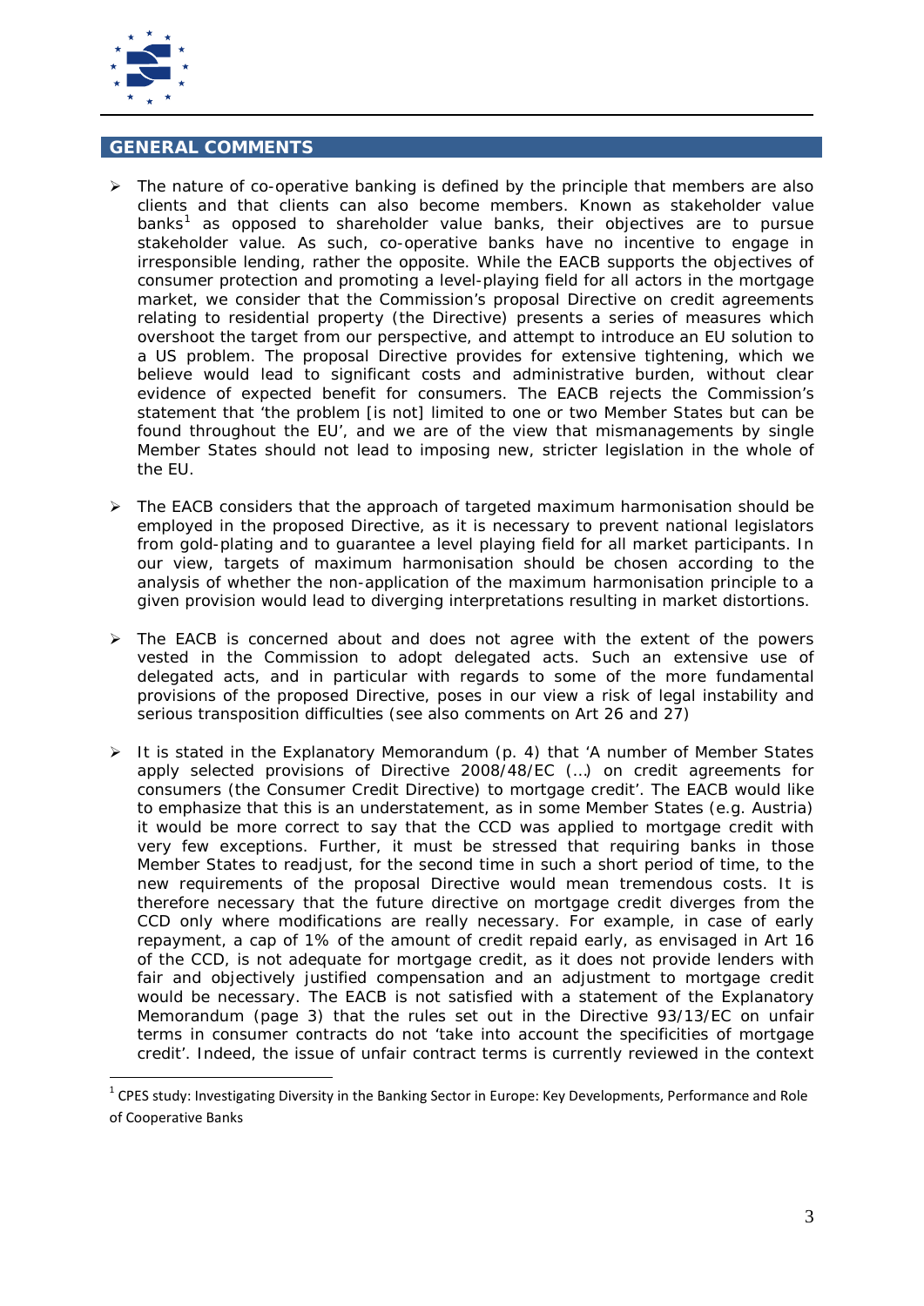## GENERAL COMMENTS

- The nature of co-operative banking is defined by the principle that members are also clients and that clients can also become members. Known as stakeholder value banks[1] as opposed to shareholder value banks, their objectives are to pursue stakeholder value. As such, co-operative banks have no incentive to engage in irresponsible lending, rather the opposite. While the EACB supports the objectives of consumer protection and promoting a level-playing field for all actors in the mortgage market, we consider that the Commission's proposal Directive on credit agreements relating to residential property (the Directive) presents a series of measures which overshoot the target from our perspective, and attempt to introduce an EU solution to a US problem. The proposal Directive provides for extensive tightening, which we believe would lead to significant costs and administrative burden, without clear evidence of expected benefit for consumers. The EACB rejects the Commission's statement that 'the problem [is not] limited to one or two Member States but can be found throughout the EU', and we are of the view that mismanagements by single Member States should not lead to imposing new, stricter legislation in the whole of the EU.

- The EACB considers that the approach of targeted maximum harmonisation should be employed in the proposed Directive, as it is necessary to prevent national legislators from gold-plating and to guarantee a level playing field for all market participants. In our view, targets of maximum harmonisation should be chosen according to the analysis of whether the non-application of the maximum harmonisation principle to a given provision would lead to diverging interpretations resulting in market distortions.

- The EACB is concerned about and does not agree with the extent of the powers vested in the Commission to adopt delegated acts. Such an extensive use of delegated acts, and in particular with regards to some of the more fundamental provisions of the proposed Directive, poses in our view a risk of legal instability and serious transposition difficulties (see also comments on Art 26 and 27)

- It is stated in the Explanatory Memorandum (p. 4) that 'A number of Member States apply selected provisions of Directive 2008/48/EC (…) on credit agreements for consumers (the Consumer Credit Directive) to mortgage credit'. The EACB would like to emphasize that this is an understatement, as in some Member States (e.g. Austria) it would be more correct to say that the CCD was applied to mortgage credit with very few exceptions. Further, it must be stressed that requiring banks in those Member States to readjust, for the second time in such a short period of time, to the new requirements of the proposal Directive would mean tremendous costs. It is therefore necessary that the future directive on mortgage credit diverges from the CCD only where modifications are really necessary. For example, in case of early repayment, a cap of 1% of the amount of credit repaid early, as envisaged in Art 16 of the CCD, is not adequate for mortgage credit, as it does not provide lenders with fair and objectively justified compensation and an adjustment to mortgage credit would be necessary. The EACB is not satisfied with a statement of the Explanatory Memorandum (page 3) that the rules set out in the Directive 93/13/EC on unfair terms in consumer contracts do not 'take into account the specificities of mortgage credit'. Indeed, the issue of unfair contract terms is currently reviewed in the context

[1] CPES study: Investigating Diversity in the Banking Sector in Europe: Key Developments, Performance and Role of Cooperative Banks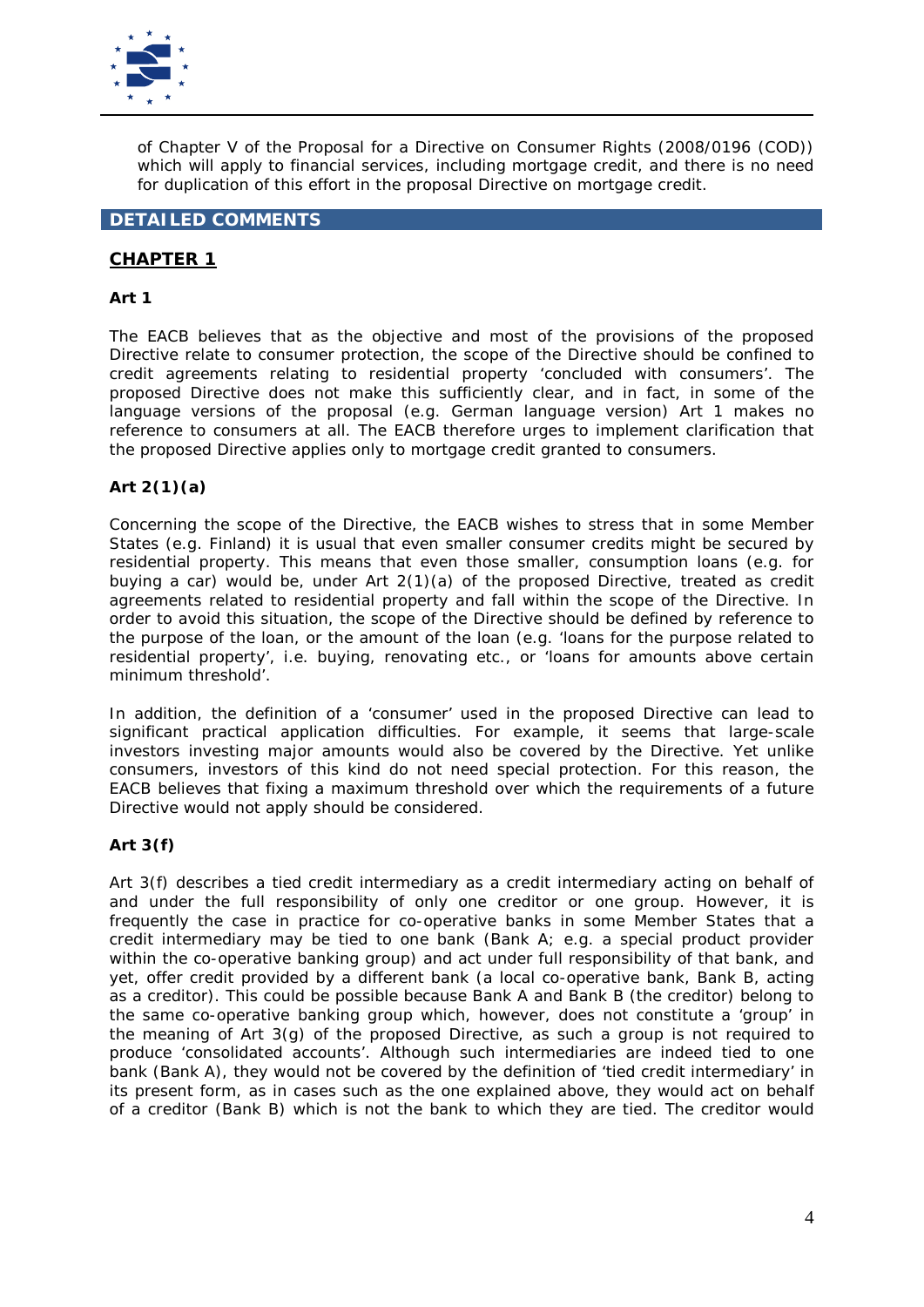of Chapter V of the Proposal for a Directive on Consumer Rights (2008/0196 (COD)) which will apply to financial services, including mortgage credit, and there is no need for duplication of this effort in the proposal Directive on mortgage credit.

## DETAILED COMMENTS

### CHAPTER 1

#### Art 1

The EACB believes that as the objective and most of the provisions of the proposed Directive relate to consumer protection, the scope of the Directive should be confined to credit agreements relating to residential property 'concluded with consumers'. The proposed Directive does not make this sufficiently clear, and in fact, in some of the language versions of the proposal (e.g. German language version) Art 1 makes no reference to consumers at all. The EACB therefore urges to implement clarification that the proposed Directive applies only to mortgage credit granted to consumers.

#### Art 2(1)(a)

Concerning the scope of the Directive, the EACB wishes to stress that in some Member States (e.g. Finland) it is usual that even smaller consumer credits might be secured by residential property. This means that even those smaller, consumption loans (e.g. for buying a car) would be, under Art 2(1)(a) of the proposed Directive, treated as credit agreements related to residential property and fall within the scope of the Directive. In order to avoid this situation, the scope of the Directive should be defined by reference to the purpose of the loan, or the amount of the loan (e.g. 'loans for the purpose related to residential property', i.e. buying, renovating etc., or 'loans for amounts above certain minimum threshold'.

In addition, the definition of a 'consumer' used in the proposed Directive can lead to significant practical application difficulties. For example, it seems that large-scale investors investing major amounts would also be covered by the Directive. Yet unlike consumers, investors of this kind do not need special protection. For this reason, the EACB believes that fixing a maximum threshold over which the requirements of a future Directive would not apply should be considered.

#### Art 3(f)

Art 3(f) describes a tied credit intermediary as a credit intermediary acting on behalf of and under the full responsibility of only one creditor or one group. However, it is frequently the case in practice for co-operative banks in some Member States that a credit intermediary may be tied to one bank (Bank A; e.g. a special product provider within the co-operative banking group) and act under full responsibility of that bank, and yet, offer credit provided by a different bank (a local co-operative bank, Bank B, acting as a creditor). This could be possible because Bank A and Bank B (the creditor) belong to the same co-operative banking group which, however, does not constitute a 'group' in the meaning of Art 3(g) of the proposed Directive, as such a group is not required to produce 'consolidated accounts'. Although such intermediaries are indeed tied to one bank (Bank A), they would not be covered by the definition of 'tied credit intermediary' in its present form, as in cases such as the one explained above, they would act on behalf of a creditor (Bank B) which is not the bank to which they are tied. The creditor would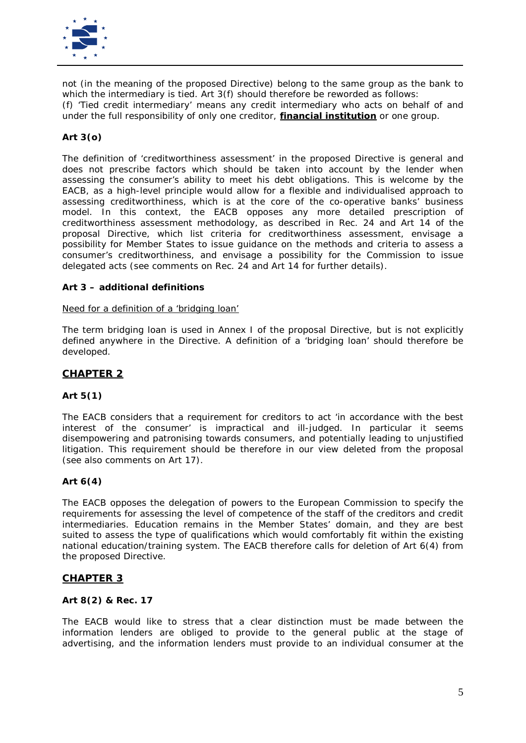not (in the meaning of the proposed Directive) belong to the same group as the bank to which the intermediary is tied. Art 3(f) should therefore be reworded as follows:
(f) 'Tied credit intermediary' means any credit intermediary who acts on behalf of and under the full responsibility of only one creditor, **financial institution** or one group.

**Art 3(o)**

The definition of 'creditworthiness assessment' in the proposed Directive is general and does not prescribe factors which should be taken into account by the lender when assessing the consumer's ability to meet his debt obligations. This is welcome by the EACB, as a high-level principle would allow for a flexible and individualised approach to assessing creditworthiness, which is at the core of the co-operative banks' business model. In this context, the EACB opposes any more detailed prescription of creditworthiness assessment methodology, as described in Rec. 24 and Art 14 of the proposal Directive, which list criteria for creditworthiness assessment, envisage a possibility for Member States to issue guidance on the methods and criteria to assess a consumer's creditworthiness, and envisage a possibility for the Commission to issue delegated acts (see comments on Rec. 24 and Art 14 for further details).

**Art 3 – additional definitions**

Need for a definition of a 'bridging loan'

The term bridging loan is used in Annex I of the proposal Directive, but is not explicitly defined anywhere in the Directive. A definition of a 'bridging loan' should therefore be developed.

## CHAPTER 2

**Art 5(1)**

The EACB considers that a requirement for creditors to act 'in accordance with the best interest of the consumer' is impractical and ill-judged. In particular it seems disempowering and patronising towards consumers, and potentially leading to unjustified litigation. This requirement should be therefore in our view deleted from the proposal (see also comments on Art 17).

**Art 6(4)**

The EACB opposes the delegation of powers to the European Commission to specify the requirements for assessing the level of competence of the staff of the creditors and credit intermediaries. Education remains in the Member States' domain, and they are best suited to assess the type of qualifications which would comfortably fit within the existing national education/training system. The EACB therefore calls for deletion of Art 6(4) from the proposed Directive.

## CHAPTER 3

**Art 8(2) & Rec. 17**

The EACB would like to stress that a clear distinction must be made between the information lenders are obliged to provide to the general public at the stage of advertising, and the information lenders must provide to an individual consumer at the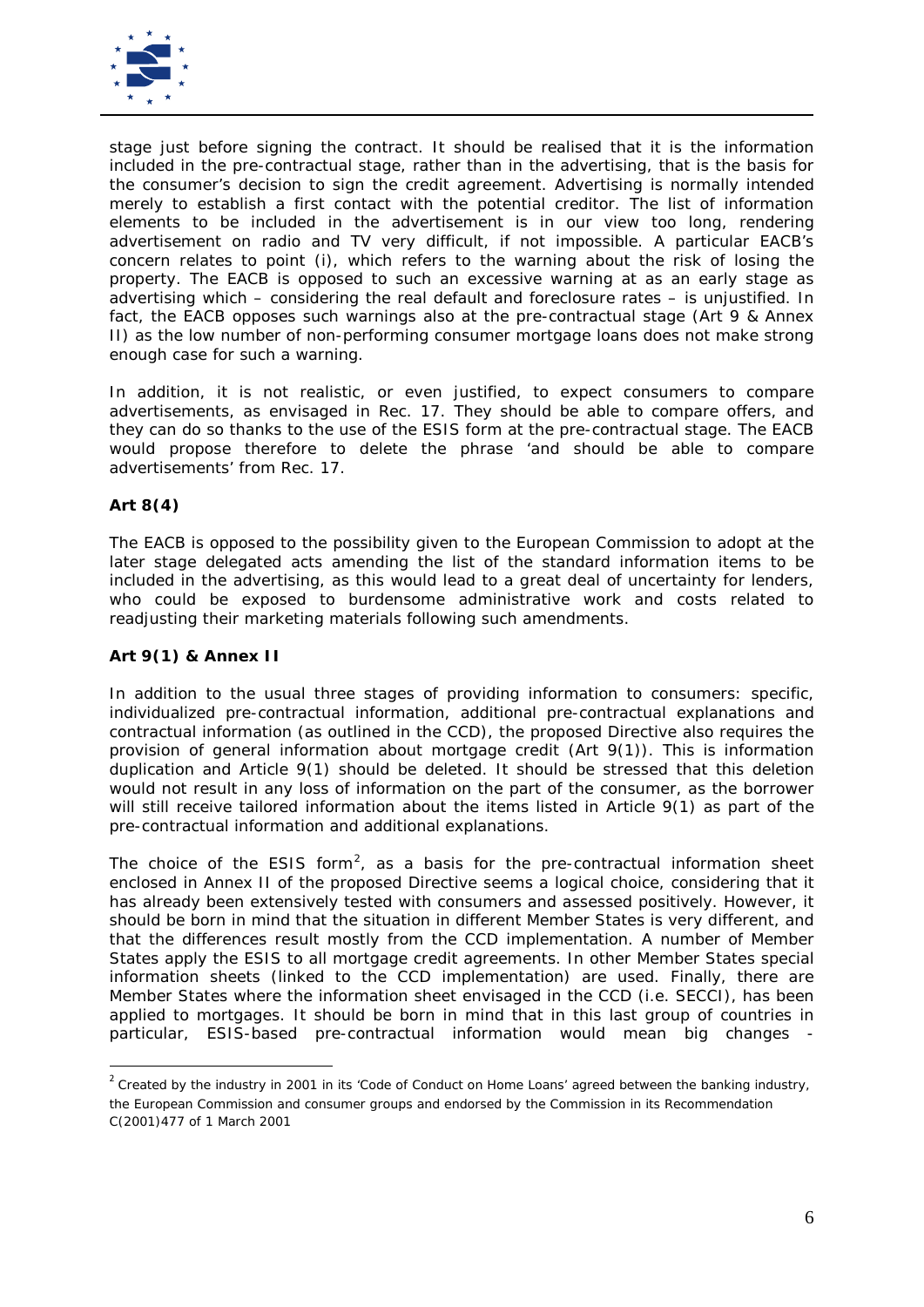stage just before signing the contract. It should be realised that it is the information included in the pre-contractual stage, rather than in the advertising, that is the basis for the consumer's decision to sign the credit agreement. Advertising is normally intended merely to establish a first contact with the potential creditor. The list of information elements to be included in the advertisement is in our view too long, rendering advertisement on radio and TV very difficult, if not impossible. A particular EACB's concern relates to point (i), which refers to the warning about the risk of losing the property. The EACB is opposed to such an excessive warning at as an early stage as advertising which – considering the real default and foreclosure rates – is unjustified. In fact, the EACB opposes such warnings also at the pre-contractual stage (Art 9 & Annex II) as the low number of non-performing consumer mortgage loans does not make strong enough case for such a warning.

In addition, it is not realistic, or even justified, to expect consumers to compare advertisements, as envisaged in Rec. 17. They should be able to compare offers, and they can do so thanks to the use of the ESIS form at the pre-contractual stage. The EACB would propose therefore to delete the phrase 'and should be able to compare advertisements' from Rec. 17.

**Art 8(4)**

The EACB is opposed to the possibility given to the European Commission to adopt at the later stage delegated acts amending the list of the standard information items to be included in the advertising, as this would lead to a great deal of uncertainty for lenders, who could be exposed to burdensome administrative work and costs related to readjusting their marketing materials following such amendments.

**Art 9(1) & Annex II**

In addition to the usual three stages of providing information to consumers: specific, individualized pre-contractual information, additional pre-contractual explanations and contractual information (as outlined in the CCD), the proposed Directive also requires the provision of general information about mortgage credit (Art 9(1)). This is information duplication and Article 9(1) should be deleted. It should be stressed that this deletion would not result in any loss of information on the part of the consumer, as the borrower will still receive tailored information about the items listed in Article 9(1) as part of the pre-contractual information and additional explanations.

The choice of the ESIS form[2], as a basis for the pre-contractual information sheet enclosed in Annex II of the proposed Directive seems a logical choice, considering that it has already been extensively tested with consumers and assessed positively. However, it should be born in mind that the situation in different Member States is very different, and that the differences result mostly from the CCD implementation. A number of Member States apply the ESIS to all mortgage credit agreements. In other Member States special information sheets (linked to the CCD implementation) are used. Finally, there are Member States where the information sheet envisaged in the CCD (i.e. SECCI), has been applied to mortgages. It should be born in mind that in this last group of countries in particular, ESIS-based pre-contractual information would mean big changes -

[2] Created by the industry in 2001 in its 'Code of Conduct on Home Loans' agreed between the banking industry, the European Commission and consumer groups and endorsed by the Commission in its Recommendation C(2001)477 of 1 March 2001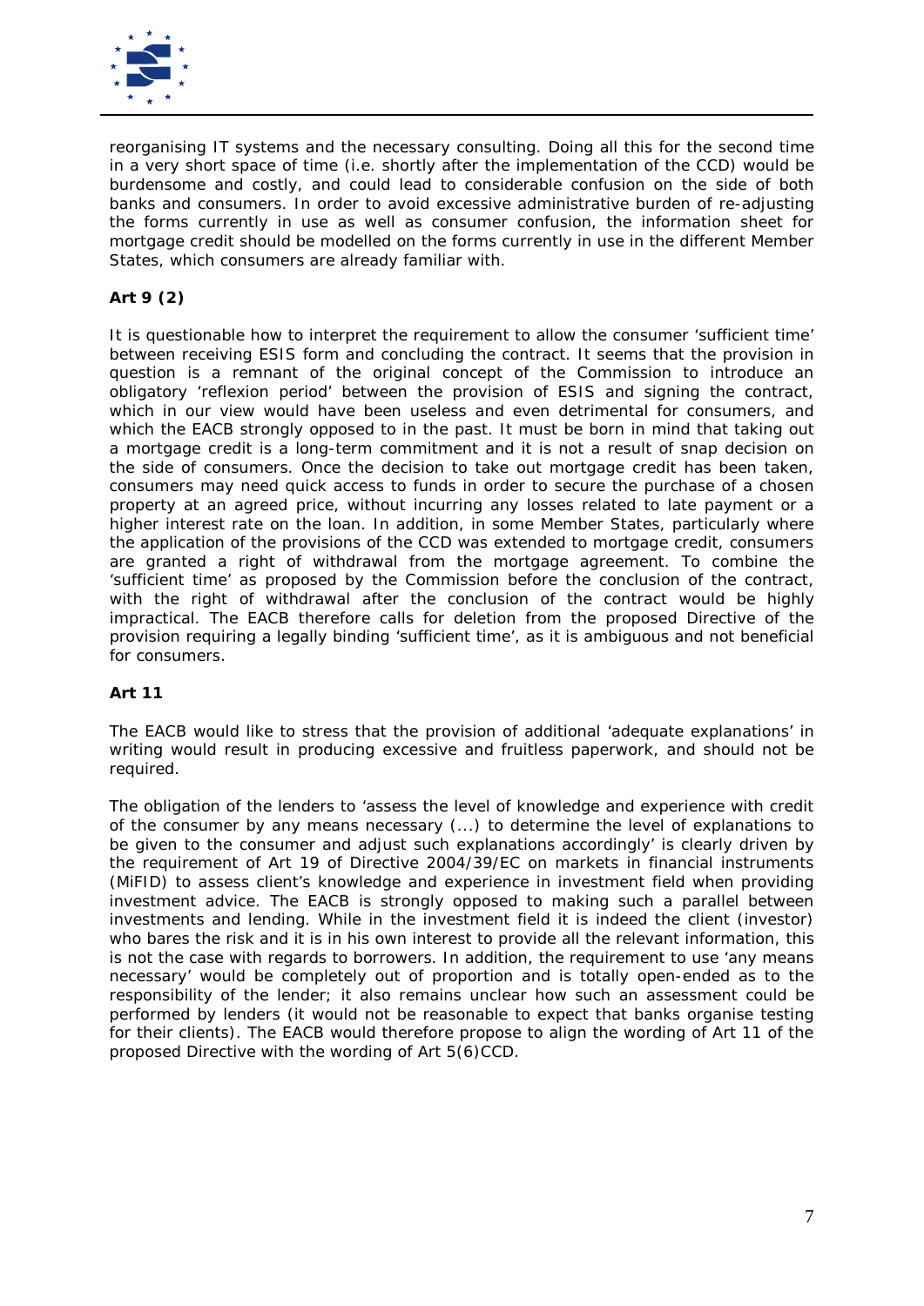reorganising IT systems and the necessary consulting. Doing all this for the second time in a very short space of time (i.e. shortly after the implementation of the CCD) would be burdensome and costly, and could lead to considerable confusion on the side of both banks and consumers. In order to avoid excessive administrative burden of re-adjusting the forms currently in use as well as consumer confusion, the information sheet for mortgage credit should be modelled on the forms currently in use in the different Member States, which consumers are already familiar with.

**Art 9 (2)**

It is questionable how to interpret the requirement to allow the consumer 'sufficient time' between receiving ESIS form and concluding the contract. It seems that the provision in question is a remnant of the original concept of the Commission to introduce an obligatory 'reflexion period' between the provision of ESIS and signing the contract, which in our view would have been useless and even detrimental for consumers, and which the EACB strongly opposed to in the past. It must be born in mind that taking out a mortgage credit is a long-term commitment and it is not a result of snap decision on the side of consumers. Once the decision to take out mortgage credit has been taken, consumers may need quick access to funds in order to secure the purchase of a chosen property at an agreed price, without incurring any losses related to late payment or a higher interest rate on the loan. In addition, in some Member States, particularly where the application of the provisions of the CCD was extended to mortgage credit, consumers are granted a right of withdrawal from the mortgage agreement. To combine the 'sufficient time' as proposed by the Commission before the conclusion of the contract, with the right of withdrawal after the conclusion of the contract would be highly impractical. The EACB therefore calls for deletion from the proposed Directive of the provision requiring a legally binding 'sufficient time', as it is ambiguous and not beneficial for consumers.

**Art 11**

The EACB would like to stress that the provision of additional 'adequate explanations' in writing would result in producing excessive and fruitless paperwork, and should not be required.

The obligation of the lenders to 'assess the level of knowledge and experience with credit of the consumer by any means necessary (...) to determine the level of explanations to be given to the consumer and adjust such explanations accordingly' is clearly driven by the requirement of Art 19 of Directive 2004/39/EC on markets in financial instruments (MiFID) to assess client's knowledge and experience in investment field when providing investment advice. The EACB is strongly opposed to making such a parallel between investments and lending. While in the investment field it is indeed the client (investor) who bares the risk and it is in his own interest to provide all the relevant information, this is not the case with regards to borrowers. In addition, the requirement to use 'any means necessary' would be completely out of proportion and is totally open-ended as to the responsibility of the lender; it also remains unclear how such an assessment could be performed by lenders (it would not be reasonable to expect that banks organise testing for their clients). The EACB would therefore propose to align the wording of Art 11 of the proposed Directive with the wording of Art 5(6)CCD.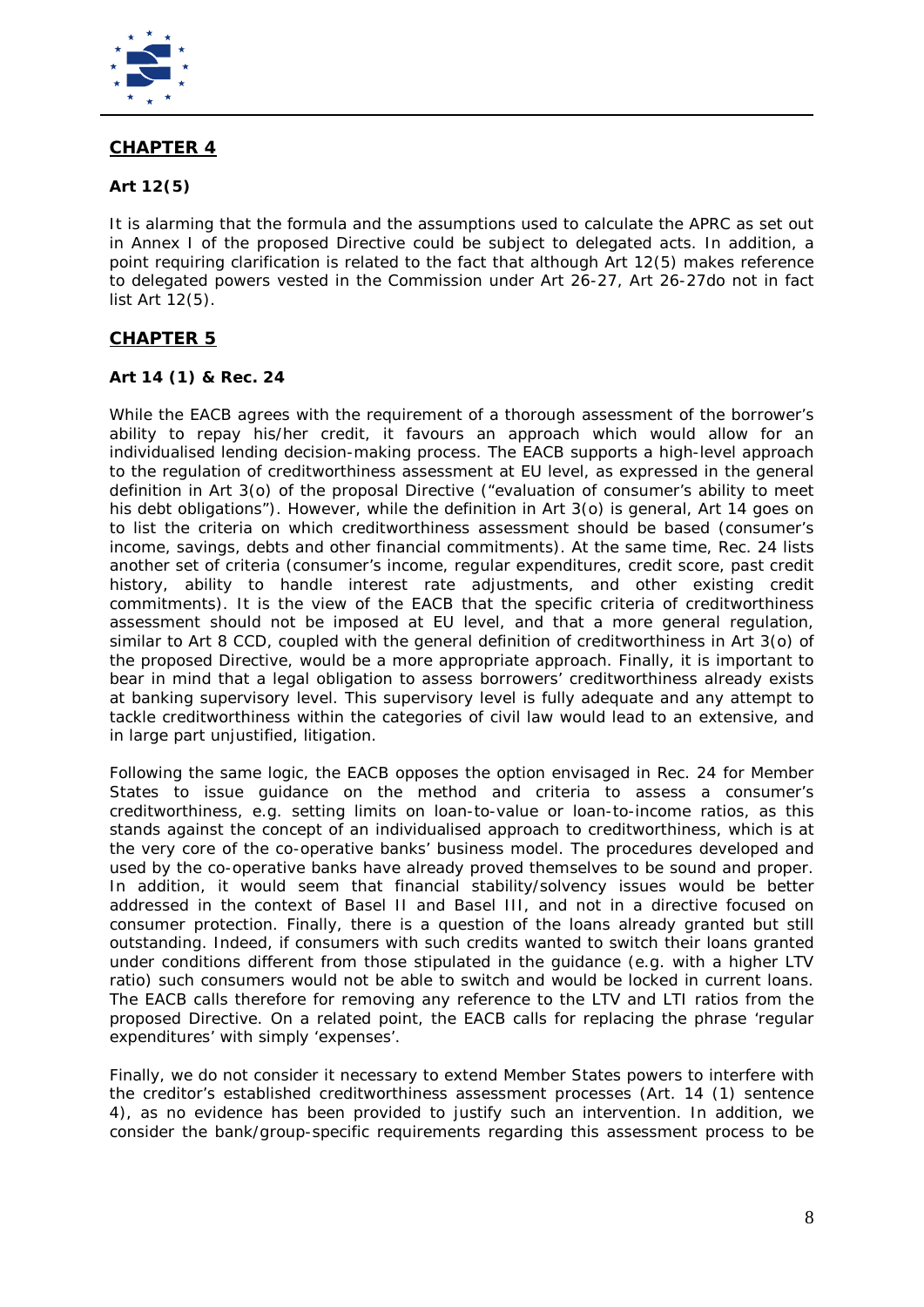## CHAPTER 4

**Art 12(5)**

It is alarming that the formula and the assumptions used to calculate the APRC as set out in Annex I of the proposed Directive could be subject to delegated acts. In addition, a point requiring clarification is related to the fact that although Art 12(5) makes reference to delegated powers vested in the Commission under Art 26-27, Art 26-27do not in fact list Art 12(5).

## CHAPTER 5

**Art 14 (1) & Rec. 24**

While the EACB agrees with the requirement of a thorough assessment of the borrower's ability to repay his/her credit, it favours an approach which would allow for an individualised lending decision-making process. The EACB supports a high-level approach to the regulation of creditworthiness assessment at EU level, as expressed in the general definition in Art 3(o) of the proposal Directive ("evaluation of consumer's ability to meet his debt obligations"). However, while the definition in Art 3(o) is general, Art 14 goes on to list the criteria on which creditworthiness assessment should be based (consumer's income, savings, debts and other financial commitments). At the same time, Rec. 24 lists another set of criteria (consumer's income, regular expenditures, credit score, past credit history, ability to handle interest rate adjustments, and other existing credit commitments). It is the view of the EACB that the specific criteria of creditworthiness assessment should not be imposed at EU level, and that a more general regulation, similar to Art 8 CCD, coupled with the general definition of creditworthiness in Art 3(o) of the proposed Directive, would be a more appropriate approach. Finally, it is important to bear in mind that a legal obligation to assess borrowers' creditworthiness already exists at banking supervisory level. This supervisory level is fully adequate and any attempt to tackle creditworthiness within the categories of civil law would lead to an extensive, and in large part unjustified, litigation.

Following the same logic, the EACB opposes the option envisaged in Rec. 24 for Member States to issue guidance on the method and criteria to assess a consumer's creditworthiness, e.g. setting limits on loan-to-value or loan-to-income ratios, as this stands against the concept of an individualised approach to creditworthiness, which is at the very core of the co-operative banks' business model. The procedures developed and used by the co-operative banks have already proved themselves to be sound and proper. In addition, it would seem that financial stability/solvency issues would be better addressed in the context of Basel II and Basel III, and not in a directive focused on consumer protection. Finally, there is a question of the loans already granted but still outstanding. Indeed, if consumers with such credits wanted to switch their loans granted under conditions different from those stipulated in the guidance (e.g. with a higher LTV ratio) such consumers would not be able to switch and would be locked in current loans. The EACB calls therefore for removing any reference to the LTV and LTI ratios from the proposed Directive. On a related point, the EACB calls for replacing the phrase 'regular expenditures' with simply 'expenses'.

Finally, we do not consider it necessary to extend Member States powers to interfere with the creditor's established creditworthiness assessment processes (Art. 14 (1) sentence 4), as no evidence has been provided to justify such an intervention. In addition, we consider the bank/group-specific requirements regarding this assessment process to be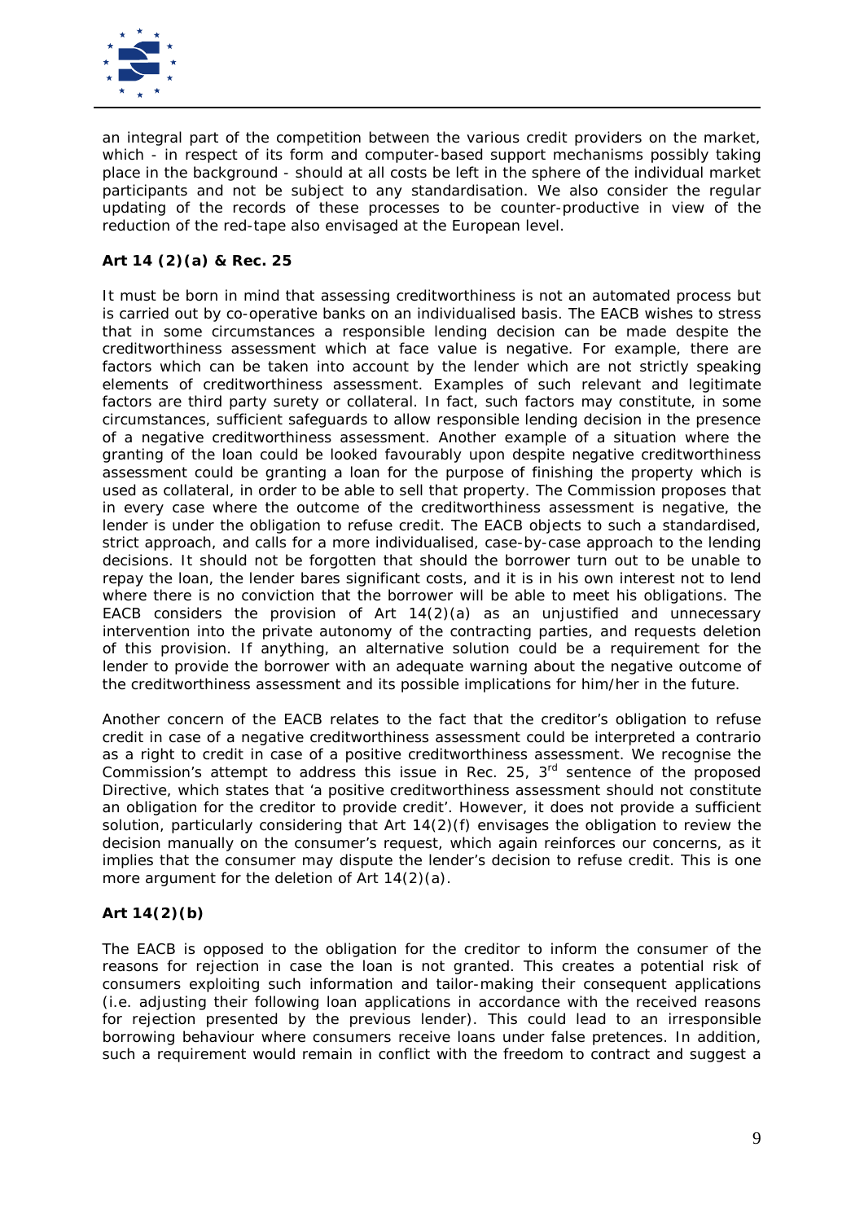an integral part of the competition between the various credit providers on the market, which - in respect of its form and computer-based support mechanisms possibly taking place in the background - should at all costs be left in the sphere of the individual market participants and not be subject to any standardisation. We also consider the regular updating of the records of these processes to be counter-productive in view of the reduction of the red-tape also envisaged at the European level.

**Art 14 (2)(a) & Rec. 25**

It must be born in mind that assessing creditworthiness is not an automated process but is carried out by co-operative banks on an individualised basis. The EACB wishes to stress that in some circumstances a responsible lending decision can be made despite the creditworthiness assessment which at face value is negative. For example, there are factors which can be taken into account by the lender which are not strictly speaking elements of creditworthiness assessment. Examples of such relevant and legitimate factors are third party surety or collateral. In fact, such factors may constitute, in some circumstances, sufficient safeguards to allow responsible lending decision in the presence of a negative creditworthiness assessment. Another example of a situation where the granting of the loan could be looked favourably upon despite negative creditworthiness assessment could be granting a loan for the purpose of finishing the property which is used as collateral, in order to be able to sell that property. The Commission proposes that in every case where the outcome of the creditworthiness assessment is negative, the lender is under the obligation to refuse credit. The EACB objects to such a standardised, strict approach, and calls for a more individualised, case-by-case approach to the lending decisions. It should not be forgotten that should the borrower turn out to be unable to repay the loan, the lender bares significant costs, and it is in his own interest not to lend where there is no conviction that the borrower will be able to meet his obligations. The EACB considers the provision of Art 14(2)(a) as an unjustified and unnecessary intervention into the private autonomy of the contracting parties, and requests deletion of this provision. If anything, an alternative solution could be a requirement for the lender to provide the borrower with an adequate warning about the negative outcome of the creditworthiness assessment and its possible implications for him/her in the future.

Another concern of the EACB relates to the fact that the creditor's obligation to refuse credit in case of a negative creditworthiness assessment could be interpreted a contrario as a right to credit in case of a positive creditworthiness assessment. We recognise the Commission's attempt to address this issue in Rec. 25, 3rd sentence of the proposed Directive, which states that 'a positive creditworthiness assessment should not constitute an obligation for the creditor to provide credit'. However, it does not provide a sufficient solution, particularly considering that Art 14(2)(f) envisages the obligation to review the decision manually on the consumer's request, which again reinforces our concerns, as it implies that the consumer may dispute the lender's decision to refuse credit. This is one more argument for the deletion of Art 14(2)(a).

**Art 14(2)(b)**

The EACB is opposed to the obligation for the creditor to inform the consumer of the reasons for rejection in case the loan is not granted. This creates a potential risk of consumers exploiting such information and tailor-making their consequent applications (i.e. adjusting their following loan applications in accordance with the received reasons for rejection presented by the previous lender). This could lead to an irresponsible borrowing behaviour where consumers receive loans under false pretences. In addition, such a requirement would remain in conflict with the freedom to contract and suggest a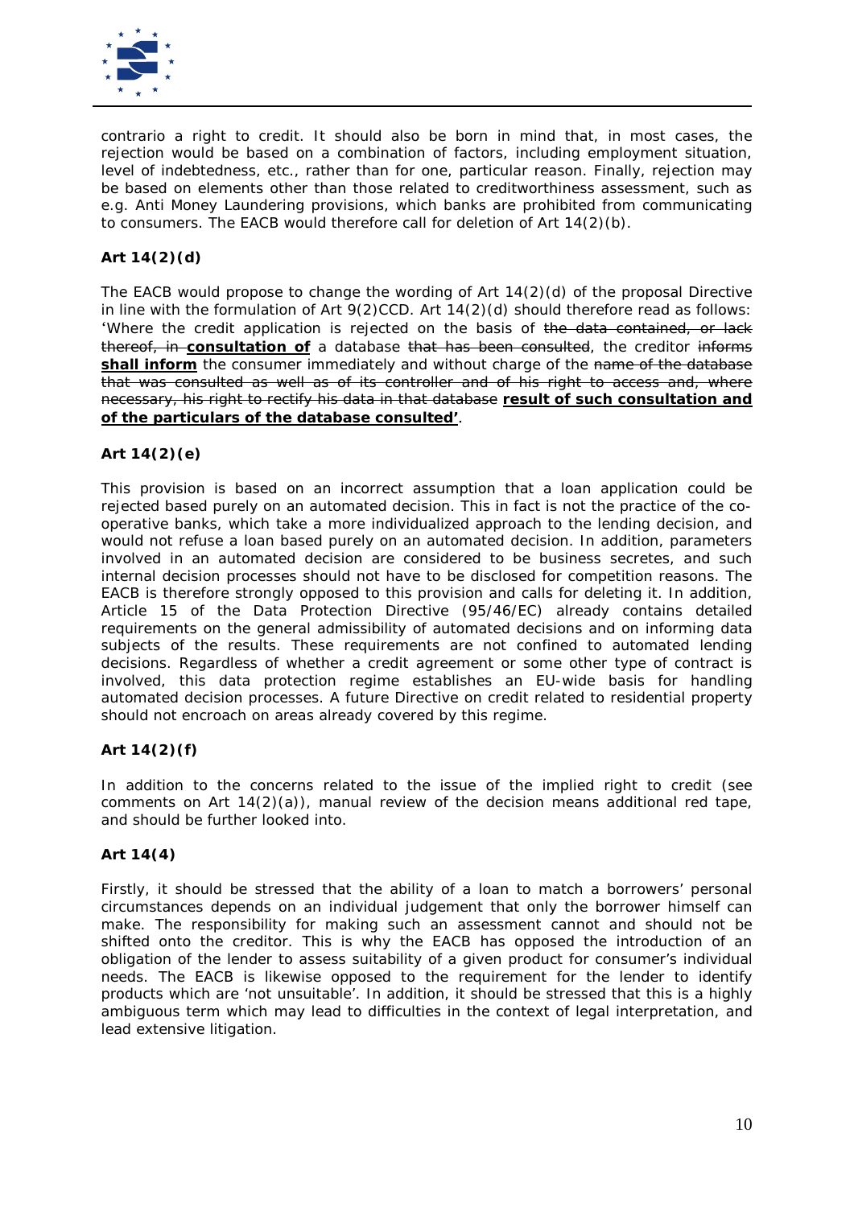contrario a right to credit. It should also be born in mind that, in most cases, the rejection would be based on a combination of factors, including employment situation, level of indebtedness, etc., rather than for one, particular reason. Finally, rejection may be based on elements other than those related to creditworthiness assessment, such as e.g. Anti Money Laundering provisions, which banks are prohibited from communicating to consumers. The EACB would therefore call for deletion of Art 14(2)(b).

**Art 14(2)(d)**

The EACB would propose to change the wording of Art 14(2)(d) of the proposal Directive in line with the formulation of Art 9(2)CCD. Art 14(2)(d) should therefore read as follows: 'Where the credit application is rejected on the basis of ~~the data contained, or lack thereof, in~~ **consultation of** a database ~~that has been consulted~~, the creditor ~~informs~~ **shall inform** the consumer immediately and without charge of the ~~name of the database that was consulted as well as of its controller and of his right to access and, where necessary, his right to rectify his data in that database~~ **result of such consultation and of the particulars of the database consulted'**.

**Art 14(2)(e)**

This provision is based on an incorrect assumption that a loan application could be rejected based purely on an automated decision. This in fact is not the practice of the co-operative banks, which take a more individualized approach to the lending decision, and would not refuse a loan based purely on an automated decision. In addition, parameters involved in an automated decision are considered to be business secretes, and such internal decision processes should not have to be disclosed for competition reasons. The EACB is therefore strongly opposed to this provision and calls for deleting it. In addition, Article 15 of the Data Protection Directive (95/46/EC) already contains detailed requirements on the general admissibility of automated decisions and on informing data subjects of the results. These requirements are not confined to automated lending decisions. Regardless of whether a credit agreement or some other type of contract is involved, this data protection regime establishes an EU-wide basis for handling automated decision processes. A future Directive on credit related to residential property should not encroach on areas already covered by this regime.

**Art 14(2)(f)**

In addition to the concerns related to the issue of the implied right to credit (see comments on Art 14(2)(a)), manual review of the decision means additional red tape, and should be further looked into.

**Art 14(4)**

Firstly, it should be stressed that the ability of a loan to match a borrowers' personal circumstances depends on an individual judgement that only the borrower himself can make. The responsibility for making such an assessment cannot and should not be shifted onto the creditor. This is why the EACB has opposed the introduction of an obligation of the lender to assess suitability of a given product for consumer's individual needs. The EACB is likewise opposed to the requirement for the lender to identify products which are 'not unsuitable'. In addition, it should be stressed that this is a highly ambiguous term which may lead to difficulties in the context of legal interpretation, and lead extensive litigation.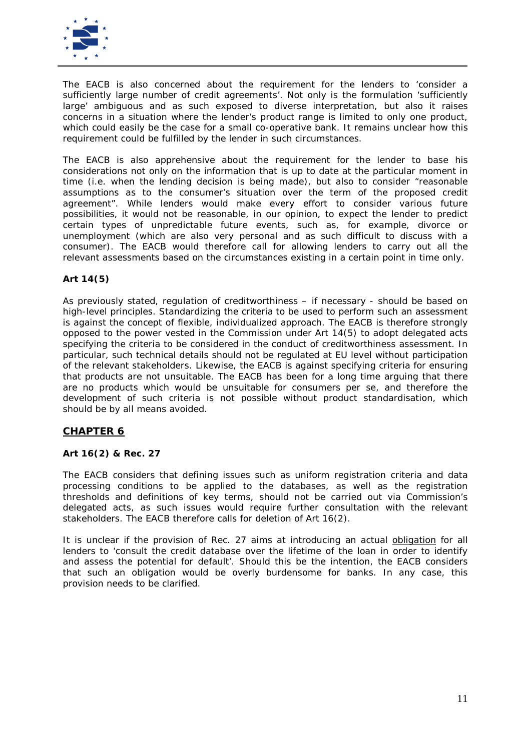The EACB is also concerned about the requirement for the lenders to 'consider a sufficiently large number of credit agreements'. Not only is the formulation 'sufficiently large' ambiguous and as such exposed to diverse interpretation, but also it raises concerns in a situation where the lender's product range is limited to only one product, which could easily be the case for a small co-operative bank. It remains unclear how this requirement could be fulfilled by the lender in such circumstances.

The EACB is also apprehensive about the requirement for the lender to base his considerations not only on the information that is up to date at the particular moment in time (i.e. when the lending decision is being made), but also to consider "reasonable assumptions as to the consumer's situation over the term of the proposed credit agreement". While lenders would make every effort to consider various future possibilities, it would not be reasonable, in our opinion, to expect the lender to predict certain types of unpredictable future events, such as, for example, divorce or unemployment (which are also very personal and as such difficult to discuss with a consumer). The EACB would therefore call for allowing lenders to carry out all the relevant assessments based on the circumstances existing in a certain point in time only.

**Art 14(5)**

As previously stated, regulation of creditworthiness – if necessary - should be based on high-level principles. Standardizing the criteria to be used to perform such an assessment is against the concept of flexible, individualized approach. The EACB is therefore strongly opposed to the power vested in the Commission under Art 14(5) to adopt delegated acts specifying the criteria to be considered in the conduct of creditworthiness assessment. In particular, such technical details should not be regulated at EU level without participation of the relevant stakeholders. Likewise, the EACB is against specifying criteria for ensuring that products are not unsuitable. The EACB has been for a long time arguing that there are no products which would be unsuitable for consumers per se, and therefore the development of such criteria is not possible without product standardisation, which should be by all means avoided.

## CHAPTER 6

**Art 16(2) & Rec. 27**

The EACB considers that defining issues such as uniform registration criteria and data processing conditions to be applied to the databases, as well as the registration thresholds and definitions of key terms, should not be carried out via Commission's delegated acts, as such issues would require further consultation with the relevant stakeholders. The EACB therefore calls for deletion of Art 16(2).

It is unclear if the provision of Rec. 27 aims at introducing an actual obligation for all lenders to 'consult the credit database over the lifetime of the loan in order to identify and assess the potential for default'. Should this be the intention, the EACB considers that such an obligation would be overly burdensome for banks. In any case, this provision needs to be clarified.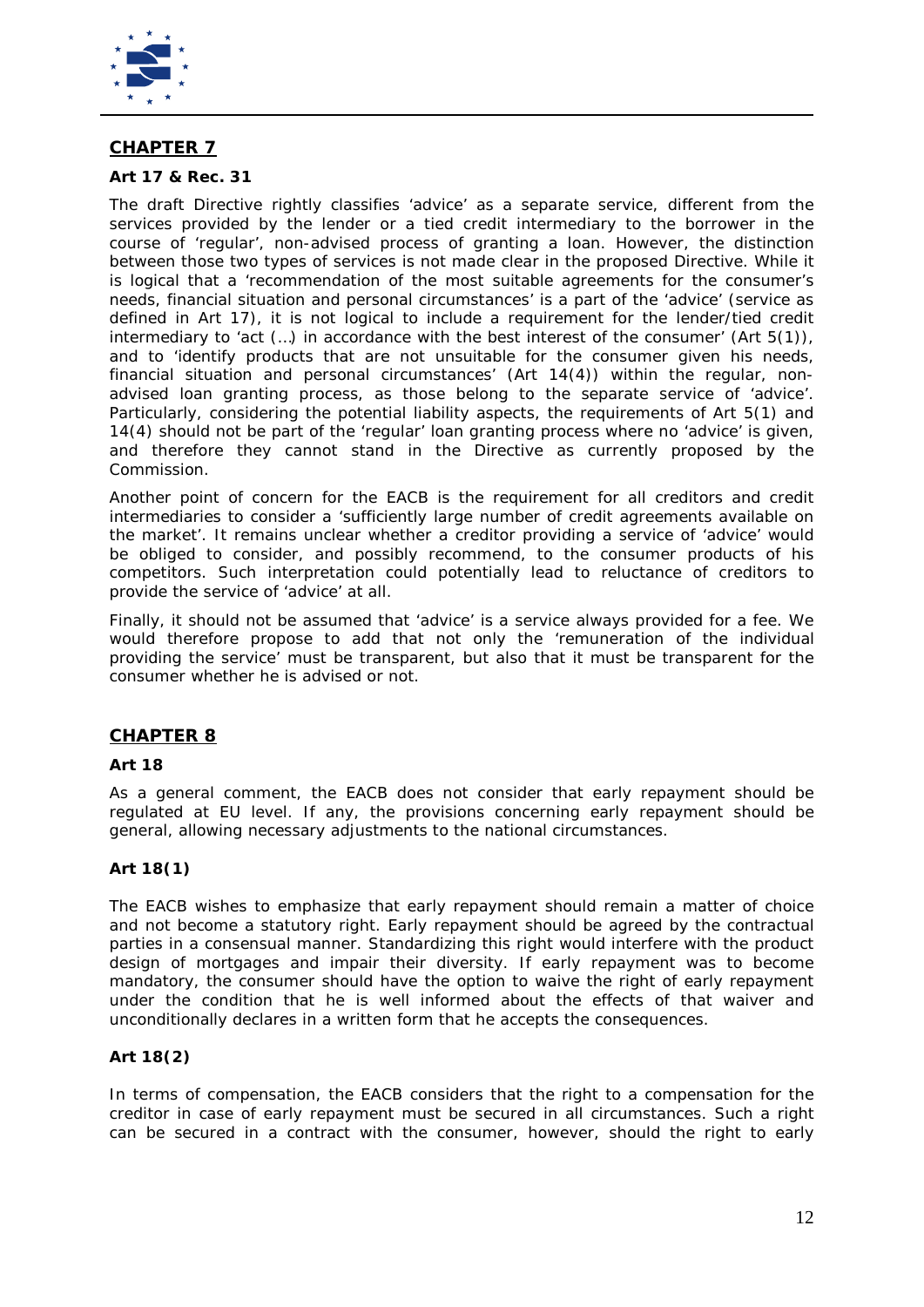## CHAPTER 7

**Art 17 & Rec. 31**

The draft Directive rightly classifies 'advice' as a separate service, different from the services provided by the lender or a tied credit intermediary to the borrower in the course of 'regular', non-advised process of granting a loan. However, the distinction between those two types of services is not made clear in the proposed Directive. While it is logical that a 'recommendation of the most suitable agreements for the consumer's needs, financial situation and personal circumstances' is a part of the 'advice' (service as defined in Art 17), it is not logical to include a requirement for the lender/tied credit intermediary to 'act (…) in accordance with the best interest of the consumer' (Art 5(1)), and to 'identify products that are not unsuitable for the consumer given his needs, financial situation and personal circumstances' (Art 14(4)) within the regular, non-advised loan granting process, as those belong to the separate service of 'advice'. Particularly, considering the potential liability aspects, the requirements of Art 5(1) and 14(4) should not be part of the 'regular' loan granting process where no 'advice' is given, and therefore they cannot stand in the Directive as currently proposed by the Commission.

Another point of concern for the EACB is the requirement for all creditors and credit intermediaries to consider a 'sufficiently large number of credit agreements available on the market'. It remains unclear whether a creditor providing a service of 'advice' would be obliged to consider, and possibly recommend, to the consumer products of his competitors. Such interpretation could potentially lead to reluctance of creditors to provide the service of 'advice' at all.

Finally, it should not be assumed that 'advice' is a service always provided for a fee. We would therefore propose to add that not only the 'remuneration of the individual providing the service' must be transparent, but also that it must be transparent for the consumer whether he is advised or not.

## CHAPTER 8

**Art 18**

As a general comment, the EACB does not consider that early repayment should be regulated at EU level. If any, the provisions concerning early repayment should be general, allowing necessary adjustments to the national circumstances.

**Art 18(1)**

The EACB wishes to emphasize that early repayment should remain a matter of choice and not become a statutory right. Early repayment should be agreed by the contractual parties in a consensual manner. Standardizing this right would interfere with the product design of mortgages and impair their diversity. If early repayment was to become mandatory, the consumer should have the option to waive the right of early repayment under the condition that he is well informed about the effects of that waiver and unconditionally declares in a written form that he accepts the consequences.

**Art 18(2)**

In terms of compensation, the EACB considers that the right to a compensation for the creditor in case of early repayment must be secured in all circumstances. Such a right can be secured in a contract with the consumer, however, should the right to early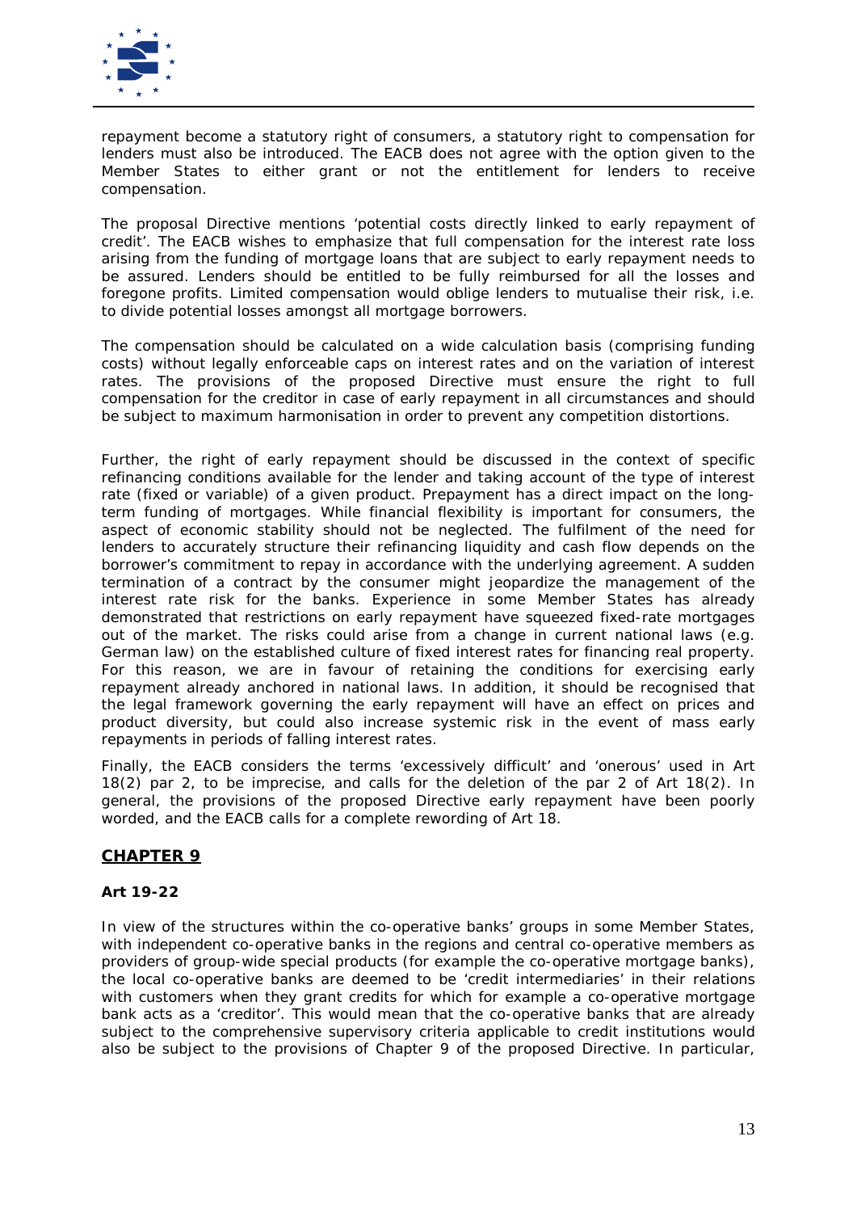repayment become a statutory right of consumers, a statutory right to compensation for lenders must also be introduced. The EACB does not agree with the option given to the Member States to either grant or not the entitlement for lenders to receive compensation.

The proposal Directive mentions 'potential costs directly linked to early repayment of credit'. The EACB wishes to emphasize that full compensation for the interest rate loss arising from the funding of mortgage loans that are subject to early repayment needs to be assured. Lenders should be entitled to be fully reimbursed for all the losses and foregone profits. Limited compensation would oblige lenders to mutualise their risk, i.e. to divide potential losses amongst all mortgage borrowers.

The compensation should be calculated on a wide calculation basis (comprising funding costs) without legally enforceable caps on interest rates and on the variation of interest rates. The provisions of the proposed Directive must ensure the right to full compensation for the creditor in case of early repayment in all circumstances and should be subject to maximum harmonisation in order to prevent any competition distortions.

Further, the right of early repayment should be discussed in the context of specific refinancing conditions available for the lender and taking account of the type of interest rate (fixed or variable) of a given product. Prepayment has a direct impact on the long-term funding of mortgages. While financial flexibility is important for consumers, the aspect of economic stability should not be neglected. The fulfilment of the need for lenders to accurately structure their refinancing liquidity and cash flow depends on the borrower's commitment to repay in accordance with the underlying agreement. A sudden termination of a contract by the consumer might jeopardize the management of the interest rate risk for the banks. Experience in some Member States has already demonstrated that restrictions on early repayment have squeezed fixed-rate mortgages out of the market. The risks could arise from a change in current national laws (e.g. German law) on the established culture of fixed interest rates for financing real property. For this reason, we are in favour of retaining the conditions for exercising early repayment already anchored in national laws. In addition, it should be recognised that the legal framework governing the early repayment will have an effect on prices and product diversity, but could also increase systemic risk in the event of mass early repayments in periods of falling interest rates.

Finally, the EACB considers the terms 'excessively difficult' and 'onerous' used in Art 18(2) par 2, to be imprecise, and calls for the deletion of the par 2 of Art 18(2). In general, the provisions of the proposed Directive early repayment have been poorly worded, and the EACB calls for a complete rewording of Art 18.

## CHAPTER 9

### Art 19-22

In view of the structures within the co-operative banks' groups in some Member States, with independent co-operative banks in the regions and central co-operative members as providers of group-wide special products (for example the co-operative mortgage banks), the local co-operative banks are deemed to be 'credit intermediaries' in their relations with customers when they grant credits for which for example a co-operative mortgage bank acts as a 'creditor'. This would mean that the co-operative banks that are already subject to the comprehensive supervisory criteria applicable to credit institutions would also be subject to the provisions of Chapter 9 of the proposed Directive. In particular,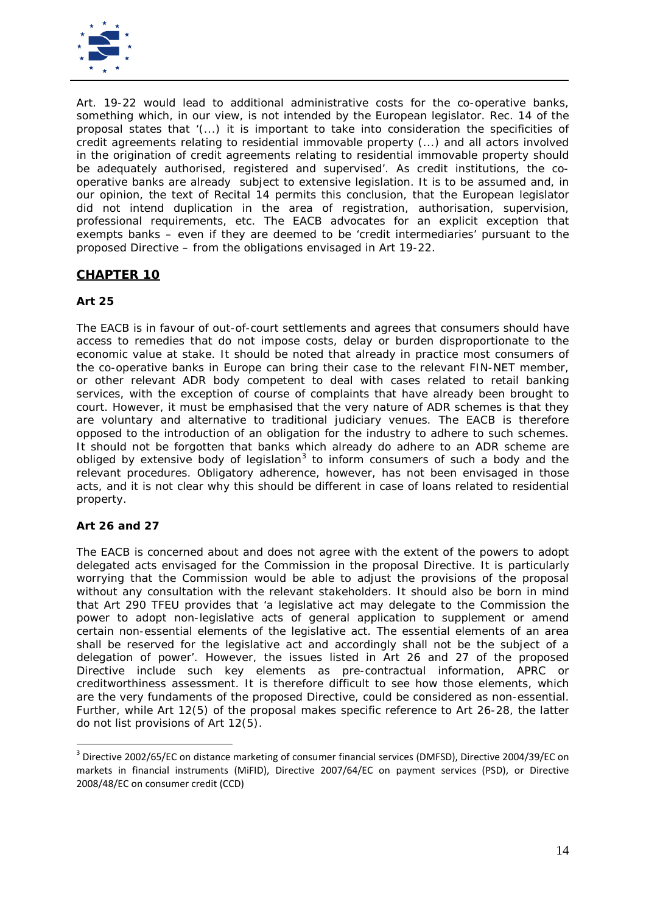Art. 19-22 would lead to additional administrative costs for the co-operative banks, something which, in our view, is not intended by the European legislator. Rec. 14 of the proposal states that '(...) it is important to take into consideration the specificities of credit agreements relating to residential immovable property (...) and all actors involved in the origination of credit agreements relating to residential immovable property should be adequately authorised, registered and supervised'. As credit institutions, the co-operative banks are already subject to extensive legislation. It is to be assumed and, in our opinion, the text of Recital 14 permits this conclusion, that the European legislator did not intend duplication in the area of registration, authorisation, supervision, professional requirements, etc. The EACB advocates for an explicit exception that exempts banks – even if they are deemed to be 'credit intermediaries' pursuant to the proposed Directive – from the obligations envisaged in Art 19-22.

## CHAPTER 10

### Art 25

The EACB is in favour of out-of-court settlements and agrees that consumers should have access to remedies that do not impose costs, delay or burden disproportionate to the economic value at stake. It should be noted that already in practice most consumers of the co-operative banks in Europe can bring their case to the relevant FIN-NET member, or other relevant ADR body competent to deal with cases related to retail banking services, with the exception of course of complaints that have already been brought to court. However, it must be emphasised that the very nature of ADR schemes is that they are voluntary and alternative to traditional judiciary venues. The EACB is therefore opposed to the introduction of an obligation for the industry to adhere to such schemes. It should not be forgotten that banks which already do adhere to an ADR scheme are obliged by extensive body of legislation[3] to inform consumers of such a body and the relevant procedures. Obligatory adherence, however, has not been envisaged in those acts, and it is not clear why this should be different in case of loans related to residential property.

### Art 26 and 27

The EACB is concerned about and does not agree with the extent of the powers to adopt delegated acts envisaged for the Commission in the proposal Directive. It is particularly worrying that the Commission would be able to adjust the provisions of the proposal without any consultation with the relevant stakeholders. It should also be born in mind that Art 290 TFEU provides that 'a legislative act may delegate to the Commission the power to adopt non-legislative acts of general application to supplement or amend certain non-essential elements of the legislative act. The essential elements of an area shall be reserved for the legislative act and accordingly shall not be the subject of a delegation of power'. However, the issues listed in Art 26 and 27 of the proposed Directive include such key elements as pre-contractual information, APRC or creditworthiness assessment. It is therefore difficult to see how those elements, which are the very fundaments of the proposed Directive, could be considered as non-essential. Further, while Art 12(5) of the proposal makes specific reference to Art 26-28, the latter do not list provisions of Art 12(5).

---

[3] Directive 2002/65/EC on distance marketing of consumer financial services (DMFSD), Directive 2004/39/EC on markets in financial instruments (MiFID), Directive 2007/64/EC on payment services (PSD), or Directive 2008/48/EC on consumer credit (CCD)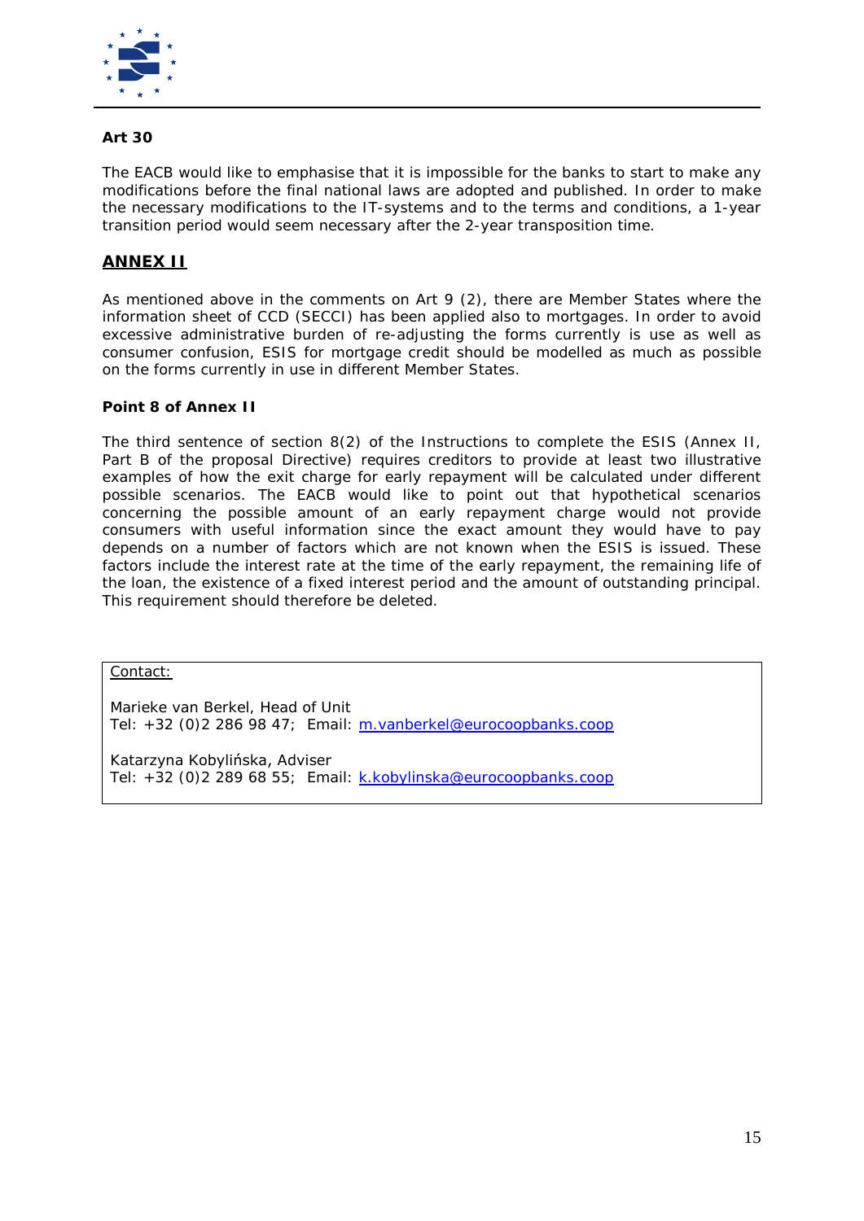**Art 30**

The EACB would like to emphasise that it is impossible for the banks to start to make any modifications before the final national laws are adopted and published. In order to make the necessary modifications to the IT-systems and to the terms and conditions, a 1-year transition period would seem necessary after the 2-year transposition time.

## ANNEX II

As mentioned above in the comments on Art 9 (2), there are Member States where the information sheet of CCD (SECCI) has been applied also to mortgages. In order to avoid excessive administrative burden of re-adjusting the forms currently is use as well as consumer confusion, ESIS for mortgage credit should be modelled as much as possible on the forms currently in use in different Member States.

**Point 8 of Annex II**

The third sentence of section 8(2) of the Instructions to complete the ESIS (Annex II, Part B of the proposal Directive) requires creditors to provide at least two illustrative examples of how the exit charge for early repayment will be calculated under different possible scenarios. The EACB would like to point out that hypothetical scenarios concerning the possible amount of an early repayment charge would not provide consumers with useful information since the exact amount they would have to pay depends on a number of factors which are not known when the ESIS is issued. These factors include the interest rate at the time of the early repayment, the remaining life of the loan, the existence of a fixed interest period and the amount of outstanding principal. This requirement should therefore be deleted.

Contact:

Marieke van Berkel, Head of Unit
Tel: +32 (0)2 286 98 47; Email: m.vanberkel@eurocoopbanks.coop

Katarzyna Kobylińska, Adviser
Tel: +32 (0)2 289 68 55; Email: k.kobylinska@eurocoopbanks.coop